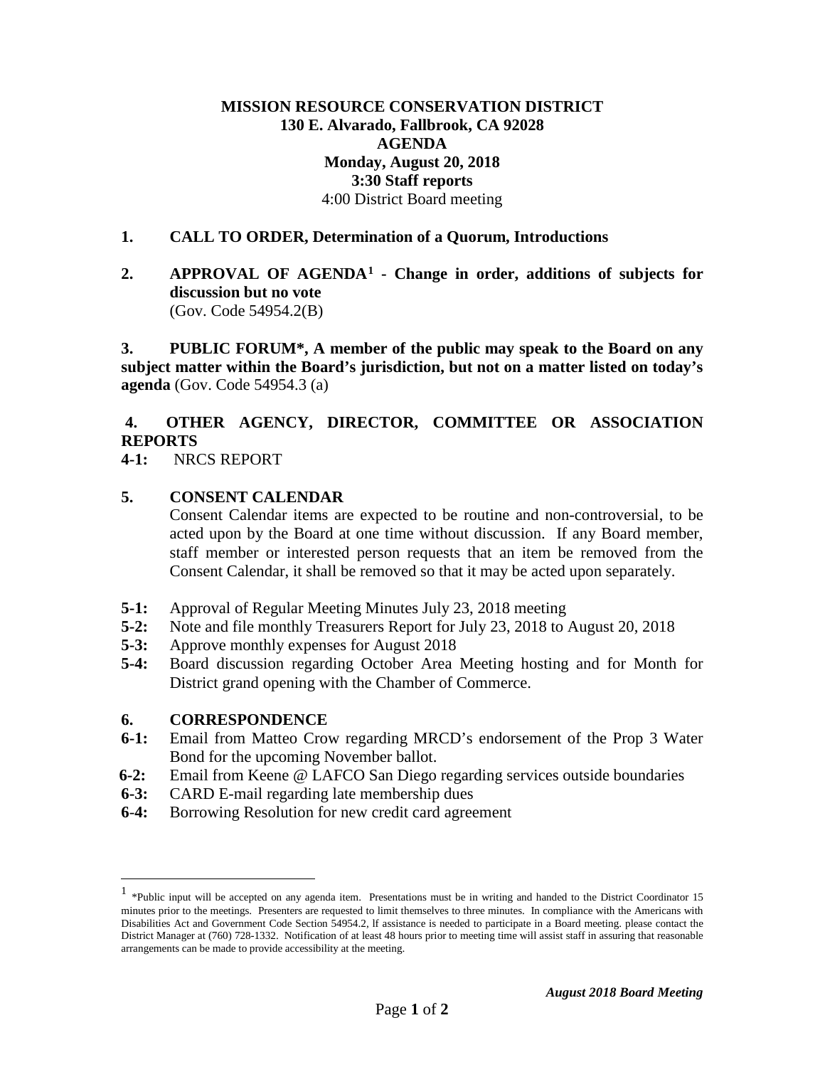**MISSION RESOURCE CONSERVATION DISTRICT**
**130 E. Alvarado, Fallbrook, CA 92028**
**AGENDA**
**Monday, August 20, 2018**
**3:30 Staff reports**
4:00 District Board meeting

**1. CALL TO ORDER, Determination of a Quorum, Introductions**

**2. APPROVAL OF AGENDA[1] - Change in order, additions of subjects for discussion but no vote**
(Gov. Code 54954.2(B)

**3. PUBLIC FORUM*, A member of the public may speak to the Board on any subject matter within the Board's jurisdiction, but not on a matter listed on today's agenda** (Gov. Code 54954.3 (a)

**4. OTHER AGENCY, DIRECTOR, COMMITTEE OR ASSOCIATION REPORTS**

**4-1:** NRCS REPORT

**5. CONSENT CALENDAR**

Consent Calendar items are expected to be routine and non-controversial, to be acted upon by the Board at one time without discussion. If any Board member, staff member or interested person requests that an item be removed from the Consent Calendar, it shall be removed so that it may be acted upon separately.

**5-1:** Approval of Regular Meeting Minutes July 23, 2018 meeting
**5-2:** Note and file monthly Treasurers Report for July 23, 2018 to August 20, 2018
**5-3:** Approve monthly expenses for August 2018
**5-4:** Board discussion regarding October Area Meeting hosting and for Month for District grand opening with the Chamber of Commerce.

**6. CORRESPONDENCE**

**6-1:** Email from Matteo Crow regarding MRCD's endorsement of the Prop 3 Water Bond for the upcoming November ballot.
**6-2:** Email from Keene @ LAFCO San Diego regarding services outside boundaries
**6-3:** CARD E-mail regarding late membership dues
**6-4:** Borrowing Resolution for new credit card agreement

---

[1] *Public input will be accepted on any agenda item. Presentations must be in writing and handed to the District Coordinator 15 minutes prior to the meetings. Presenters are requested to limit themselves to three minutes. In compliance with the Americans with Disabilities Act and Government Code Section 54954.2, lf assistance is needed to participate in a Board meeting. please contact the District Manager at (760) 728-1332. Notification of at least 48 hours prior to meeting time will assist staff in assuring that reasonable arrangements can be made to provide accessibility at the meeting.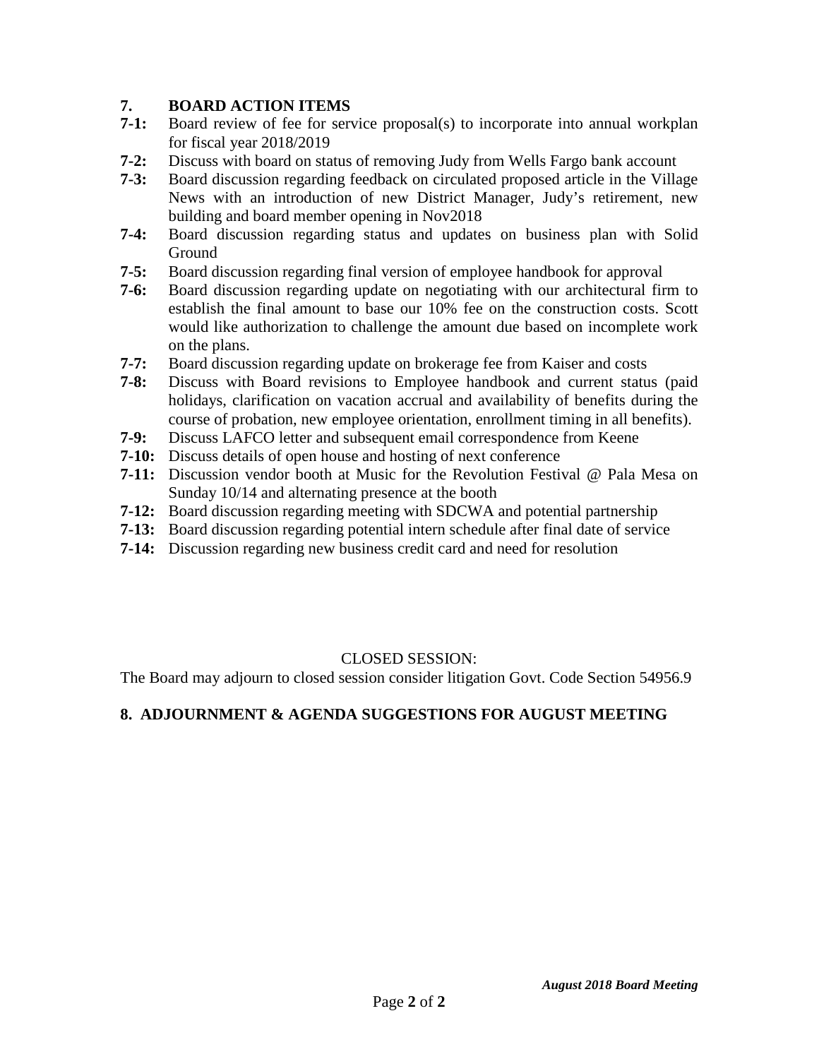## 7. BOARD ACTION ITEMS

**7-1:** Board review of fee for service proposal(s) to incorporate into annual workplan for fiscal year 2018/2019

**7-2:** Discuss with board on status of removing Judy from Wells Fargo bank account

**7-3:** Board discussion regarding feedback on circulated proposed article in the Village News with an introduction of new District Manager, Judy's retirement, new building and board member opening in Nov2018

**7-4:** Board discussion regarding status and updates on business plan with Solid Ground

**7-5:** Board discussion regarding final version of employee handbook for approval

**7-6:** Board discussion regarding update on negotiating with our architectural firm to establish the final amount to base our 10% fee on the construction costs. Scott would like authorization to challenge the amount due based on incomplete work on the plans.

**7-7:** Board discussion regarding update on brokerage fee from Kaiser and costs

**7-8:** Discuss with Board revisions to Employee handbook and current status (paid holidays, clarification on vacation accrual and availability of benefits during the course of probation, new employee orientation, enrollment timing in all benefits).

**7-9:** Discuss LAFCO letter and subsequent email correspondence from Keene

**7-10:** Discuss details of open house and hosting of next conference

**7-11:** Discussion vendor booth at Music for the Revolution Festival @ Pala Mesa on Sunday 10/14 and alternating presence at the booth

**7-12:** Board discussion regarding meeting with SDCWA and potential partnership

**7-13:** Board discussion regarding potential intern schedule after final date of service

**7-14:** Discussion regarding new business credit card and need for resolution

CLOSED SESSION:

The Board may adjourn to closed session consider litigation Govt. Code Section 54956.9

## 8. ADJOURNMENT & AGENDA SUGGESTIONS FOR AUGUST MEETING